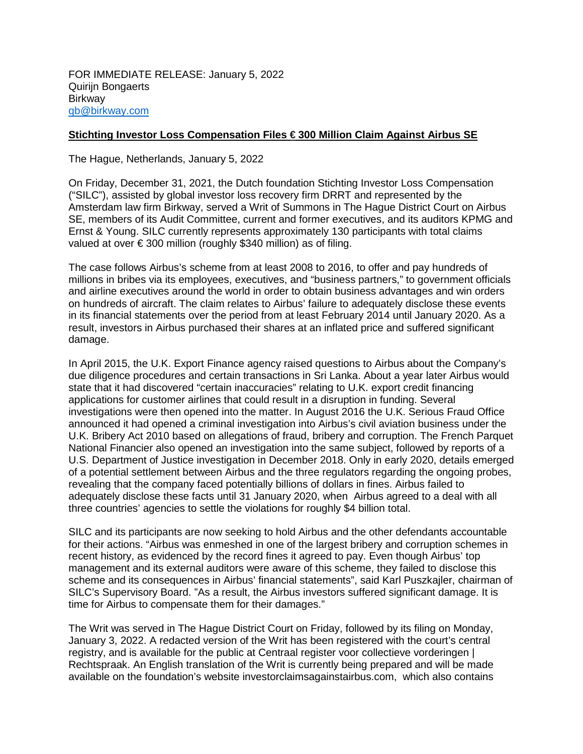FOR IMMEDIATE RELEASE: January 5, 2022
Quirijn Bongaerts
Birkway
qb@birkway.com

**Stichting Investor Loss Compensation Files € 300 Million Claim Against Airbus SE**

The Hague, Netherlands, January 5, 2022

On Friday, December 31, 2021, the Dutch foundation Stichting Investor Loss Compensation ("SILC"), assisted by global investor loss recovery firm DRRT and represented by the Amsterdam law firm Birkway, served a Writ of Summons in The Hague District Court on Airbus SE, members of its Audit Committee, current and former executives, and its auditors KPMG and Ernst & Young. SILC currently represents approximately 130 participants with total claims valued at over € 300 million (roughly $340 million) as of filing.

The case follows Airbus's scheme from at least 2008 to 2016, to offer and pay hundreds of millions in bribes via its employees, executives, and "business partners," to government officials and airline executives around the world in order to obtain business advantages and win orders on hundreds of aircraft. The claim relates to Airbus' failure to adequately disclose these events in its financial statements over the period from at least February 2014 until January 2020. As a result, investors in Airbus purchased their shares at an inflated price and suffered significant damage.

In April 2015, the U.K. Export Finance agency raised questions to Airbus about the Company's due diligence procedures and certain transactions in Sri Lanka. About a year later Airbus would state that it had discovered "certain inaccuracies" relating to U.K. export credit financing applications for customer airlines that could result in a disruption in funding. Several investigations were then opened into the matter. In August 2016 the U.K. Serious Fraud Office announced it had opened a criminal investigation into Airbus's civil aviation business under the U.K. Bribery Act 2010 based on allegations of fraud, bribery and corruption. The French Parquet National Financier also opened an investigation into the same subject, followed by reports of a U.S. Department of Justice investigation in December 2018. Only in early 2020, details emerged of a potential settlement between Airbus and the three regulators regarding the ongoing probes, revealing that the company faced potentially billions of dollars in fines. Airbus failed to adequately disclose these facts until 31 January 2020, when Airbus agreed to a deal with all three countries' agencies to settle the violations for roughly $4 billion total.

SILC and its participants are now seeking to hold Airbus and the other defendants accountable for their actions. "Airbus was enmeshed in one of the largest bribery and corruption schemes in recent history, as evidenced by the record fines it agreed to pay. Even though Airbus' top management and its external auditors were aware of this scheme, they failed to disclose this scheme and its consequences in Airbus' financial statements", said Karl Puszkajler, chairman of SILC's Supervisory Board. "As a result, the Airbus investors suffered significant damage. It is time for Airbus to compensate them for their damages."

The Writ was served in The Hague District Court on Friday, followed by its filing on Monday, January 3, 2022. A redacted version of the Writ has been registered with the court's central registry, and is available for the public at Centraal register voor collectieve vorderingen | Rechtspraak. An English translation of the Writ is currently being prepared and will be made available on the foundation's website investorclaimsagainstairbus.com, which also contains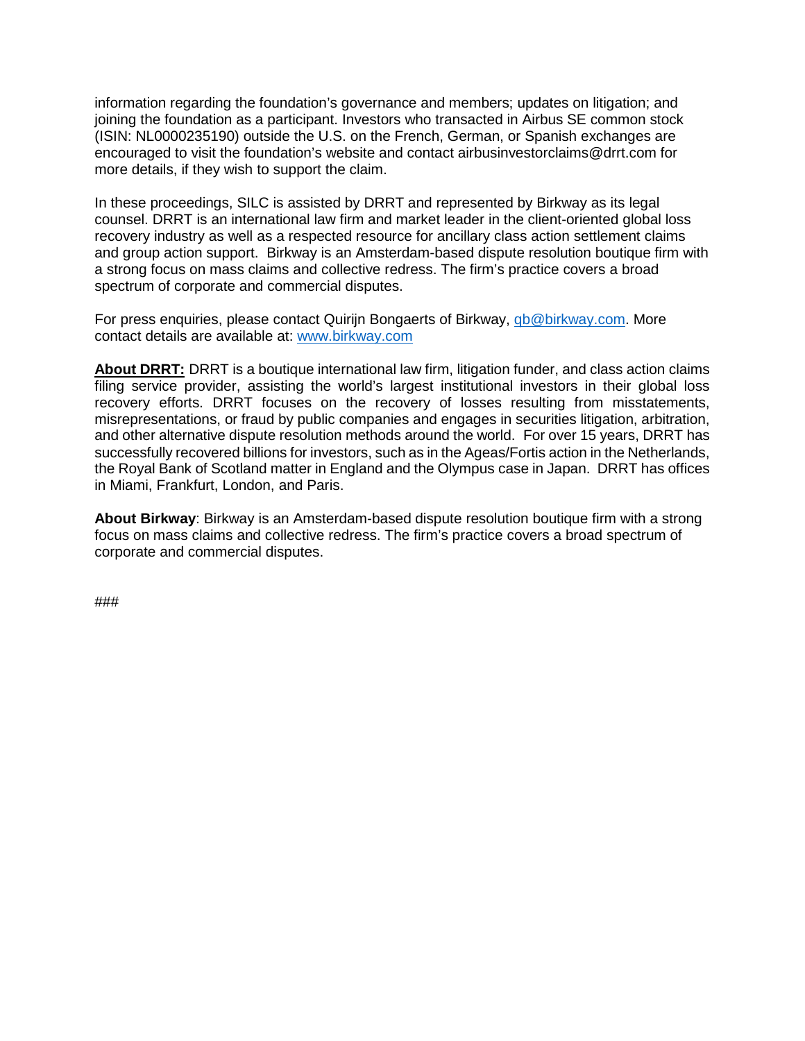information regarding the foundation's governance and members; updates on litigation; and joining the foundation as a participant. Investors who transacted in Airbus SE common stock (ISIN: NL0000235190) outside the U.S. on the French, German, or Spanish exchanges are encouraged to visit the foundation's website and contact airbusinvestorclaims@drrt.com for more details, if they wish to support the claim.

In these proceedings, SILC is assisted by DRRT and represented by Birkway as its legal counsel. DRRT is an international law firm and market leader in the client-oriented global loss recovery industry as well as a respected resource for ancillary class action settlement claims and group action support. Birkway is an Amsterdam-based dispute resolution boutique firm with a strong focus on mass claims and collective redress. The firm's practice covers a broad spectrum of corporate and commercial disputes.

For press enquiries, please contact Quirijn Bongaerts of Birkway, [qb@birkway.com](mailto:qb@birkway.com). More contact details are available at: [www.birkway.com](http://www.birkway.com)

**About DRRT:** DRRT is a boutique international law firm, litigation funder, and class action claims filing service provider, assisting the world's largest institutional investors in their global loss recovery efforts. DRRT focuses on the recovery of losses resulting from misstatements, misrepresentations, or fraud by public companies and engages in securities litigation, arbitration, and other alternative dispute resolution methods around the world. For over 15 years, DRRT has successfully recovered billions for investors, such as in the Ageas/Fortis action in the Netherlands, the Royal Bank of Scotland matter in England and the Olympus case in Japan. DRRT has offices in Miami, Frankfurt, London, and Paris.

**About Birkway**: Birkway is an Amsterdam-based dispute resolution boutique firm with a strong focus on mass claims and collective redress. The firm's practice covers a broad spectrum of corporate and commercial disputes.

###